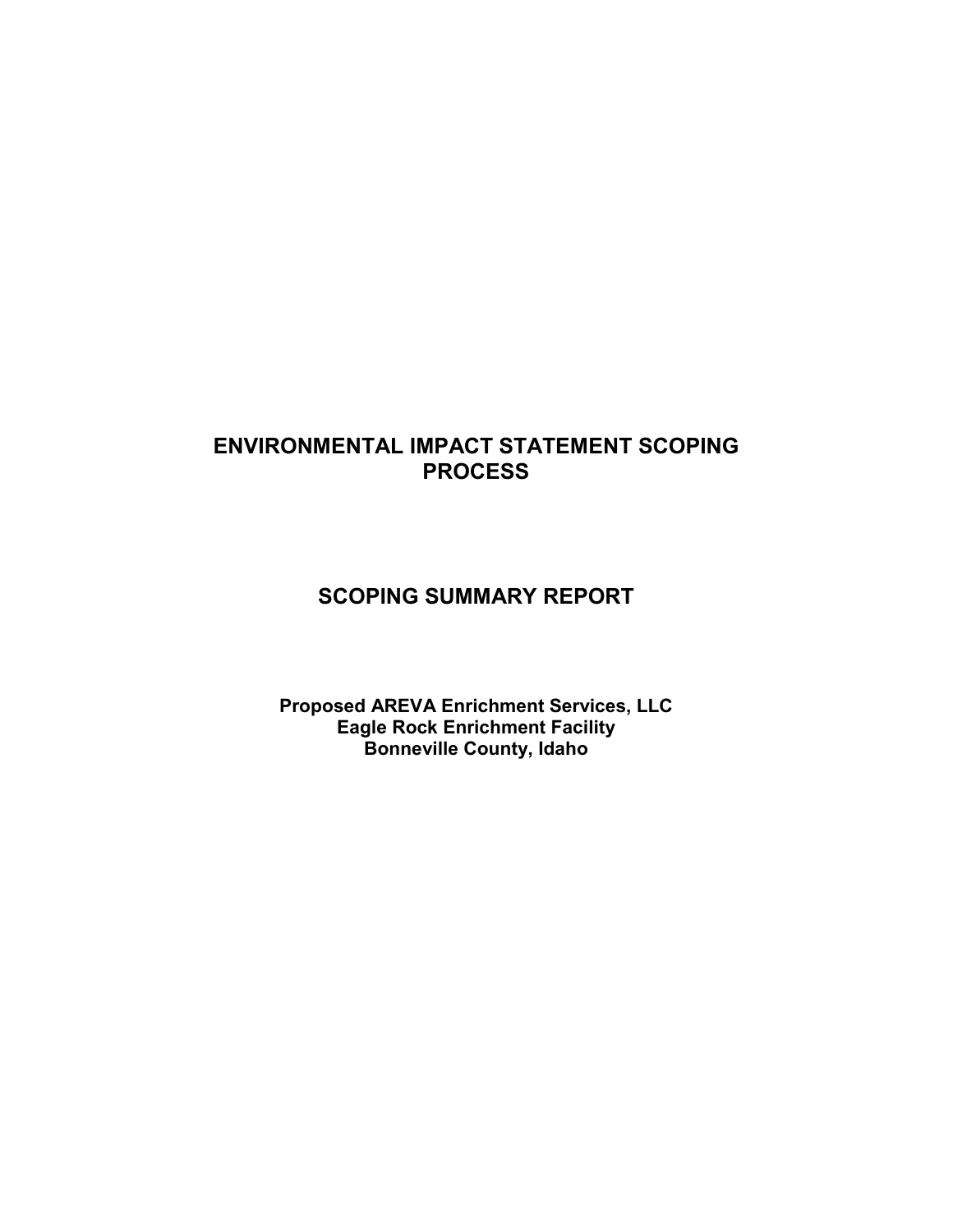# ENVIRONMENTAL IMPACT STATEMENT SCOPING PROCESS

## SCOPING SUMMARY REPORT

**Proposed AREVA Enrichment Services, LLC**
**Eagle Rock Enrichment Facility**
**Bonneville County, Idaho**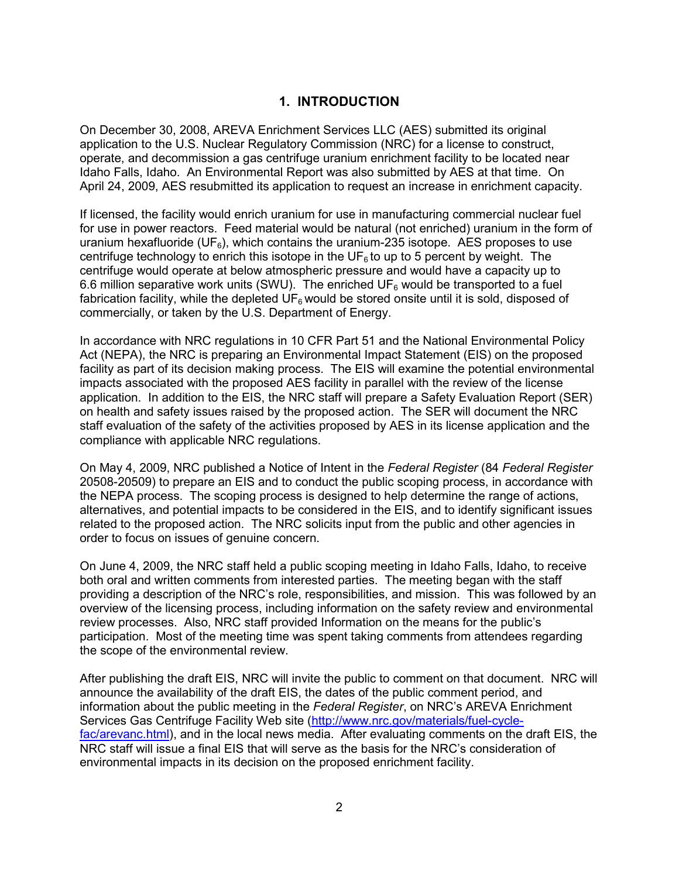# 1. INTRODUCTION

On December 30, 2008, AREVA Enrichment Services LLC (AES) submitted its original application to the U.S. Nuclear Regulatory Commission (NRC) for a license to construct, operate, and decommission a gas centrifuge uranium enrichment facility to be located near Idaho Falls, Idaho. An Environmental Report was also submitted by AES at that time. On April 24, 2009, AES resubmitted its application to request an increase in enrichment capacity.

If licensed, the facility would enrich uranium for use in manufacturing commercial nuclear fuel for use in power reactors. Feed material would be natural (not enriched) uranium in the form of uranium hexafluoride ($UF_6$), which contains the uranium-235 isotope. AES proposes to use centrifuge technology to enrich this isotope in the $UF_6$ to up to 5 percent by weight. The centrifuge would operate at below atmospheric pressure and would have a capacity up to 6.6 million separative work units (SWU). The enriched $UF_6$ would be transported to a fuel fabrication facility, while the depleted $UF_6$ would be stored onsite until it is sold, disposed of commercially, or taken by the U.S. Department of Energy.

In accordance with NRC regulations in 10 CFR Part 51 and the National Environmental Policy Act (NEPA), the NRC is preparing an Environmental Impact Statement (EIS) on the proposed facility as part of its decision making process. The EIS will examine the potential environmental impacts associated with the proposed AES facility in parallel with the review of the license application. In addition to the EIS, the NRC staff will prepare a Safety Evaluation Report (SER) on health and safety issues raised by the proposed action. The SER will document the NRC staff evaluation of the safety of the activities proposed by AES in its license application and the compliance with applicable NRC regulations.

On May 4, 2009, NRC published a Notice of Intent in the *Federal Register* (84 *Federal Register* 20508-20509) to prepare an EIS and to conduct the public scoping process, in accordance with the NEPA process. The scoping process is designed to help determine the range of actions, alternatives, and potential impacts to be considered in the EIS, and to identify significant issues related to the proposed action. The NRC solicits input from the public and other agencies in order to focus on issues of genuine concern.

On June 4, 2009, the NRC staff held a public scoping meeting in Idaho Falls, Idaho, to receive both oral and written comments from interested parties. The meeting began with the staff providing a description of the NRC's role, responsibilities, and mission. This was followed by an overview of the licensing process, including information on the safety review and environmental review processes. Also, NRC staff provided Information on the means for the public's participation. Most of the meeting time was spent taking comments from attendees regarding the scope of the environmental review.

After publishing the draft EIS, NRC will invite the public to comment on that document. NRC will announce the availability of the draft EIS, the dates of the public comment period, and information about the public meeting in the *Federal Register*, on NRC's AREVA Enrichment Services Gas Centrifuge Facility Web site (http://www.nrc.gov/materials/fuel-cycle-fac/arevanc.html), and in the local news media. After evaluating comments on the draft EIS, the NRC staff will issue a final EIS that will serve as the basis for the NRC's consideration of environmental impacts in its decision on the proposed enrichment facility.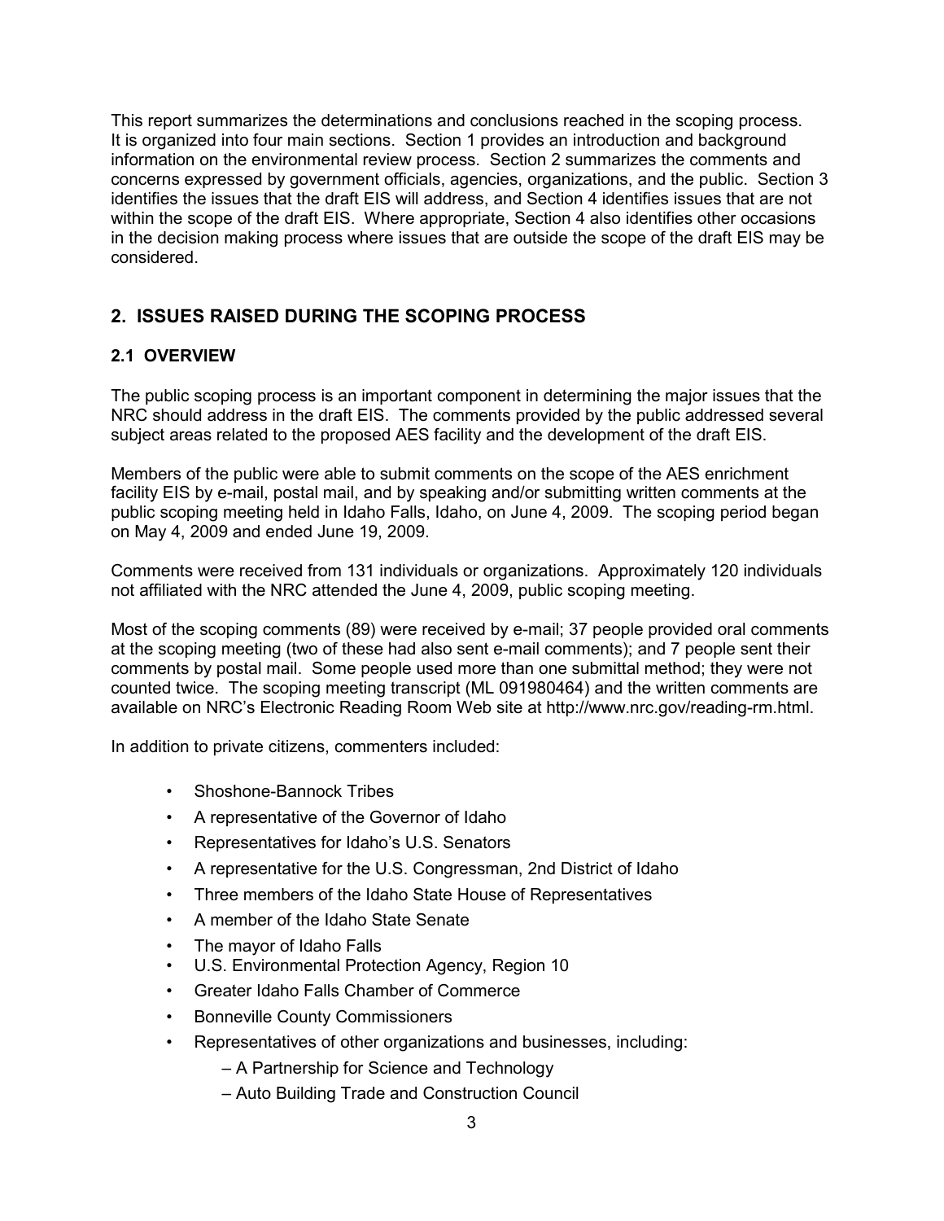This report summarizes the determinations and conclusions reached in the scoping process. It is organized into four main sections. Section 1 provides an introduction and background information on the environmental review process. Section 2 summarizes the comments and concerns expressed by government officials, agencies, organizations, and the public. Section 3 identifies the issues that the draft EIS will address, and Section 4 identifies issues that are not within the scope of the draft EIS. Where appropriate, Section 4 also identifies other occasions in the decision making process where issues that are outside the scope of the draft EIS may be considered.

## 2. ISSUES RAISED DURING THE SCOPING PROCESS

### 2.1 OVERVIEW

The public scoping process is an important component in determining the major issues that the NRC should address in the draft EIS. The comments provided by the public addressed several subject areas related to the proposed AES facility and the development of the draft EIS.

Members of the public were able to submit comments on the scope of the AES enrichment facility EIS by e-mail, postal mail, and by speaking and/or submitting written comments at the public scoping meeting held in Idaho Falls, Idaho, on June 4, 2009. The scoping period began on May 4, 2009 and ended June 19, 2009.

Comments were received from 131 individuals or organizations. Approximately 120 individuals not affiliated with the NRC attended the June 4, 2009, public scoping meeting.

Most of the scoping comments (89) were received by e-mail; 37 people provided oral comments at the scoping meeting (two of these had also sent e-mail comments); and 7 people sent their comments by postal mail. Some people used more than one submittal method; they were not counted twice. The scoping meeting transcript (ML 091980464) and the written comments are available on NRC's Electronic Reading Room Web site at http://www.nrc.gov/reading-rm.html.

In addition to private citizens, commenters included:

- Shoshone-Bannock Tribes
- A representative of the Governor of Idaho
- Representatives for Idaho's U.S. Senators
- A representative for the U.S. Congressman, 2nd District of Idaho
- Three members of the Idaho State House of Representatives
- A member of the Idaho State Senate
- The mayor of Idaho Falls
- U.S. Environmental Protection Agency, Region 10
- Greater Idaho Falls Chamber of Commerce
- Bonneville County Commissioners
- Representatives of other organizations and businesses, including:
  - A Partnership for Science and Technology
  - Auto Building Trade and Construction Council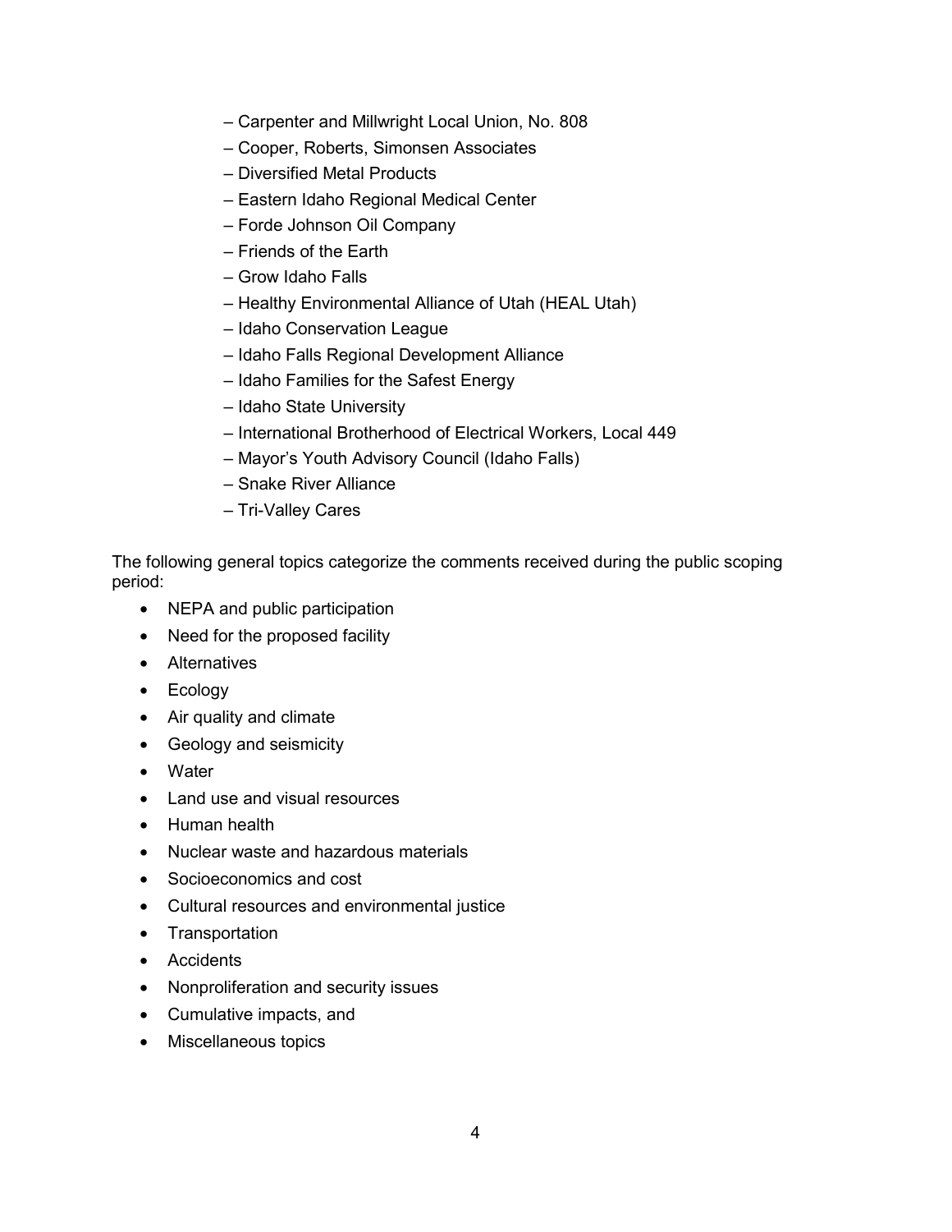– Carpenter and Millwright Local Union, No. 808
– Cooper, Roberts, Simonsen Associates
– Diversified Metal Products
– Eastern Idaho Regional Medical Center
– Forde Johnson Oil Company
– Friends of the Earth
– Grow Idaho Falls
– Healthy Environmental Alliance of Utah (HEAL Utah)
– Idaho Conservation League
– Idaho Falls Regional Development Alliance
– Idaho Families for the Safest Energy
– Idaho State University
– International Brotherhood of Electrical Workers, Local 449
– Mayor's Youth Advisory Council (Idaho Falls)
– Snake River Alliance
– Tri-Valley Cares

The following general topics categorize the comments received during the public scoping period:

- NEPA and public participation
- Need for the proposed facility
- Alternatives
- Ecology
- Air quality and climate
- Geology and seismicity
- Water
- Land use and visual resources
- Human health
- Nuclear waste and hazardous materials
- Socioeconomics and cost
- Cultural resources and environmental justice
- Transportation
- Accidents
- Nonproliferation and security issues
- Cumulative impacts, and
- Miscellaneous topics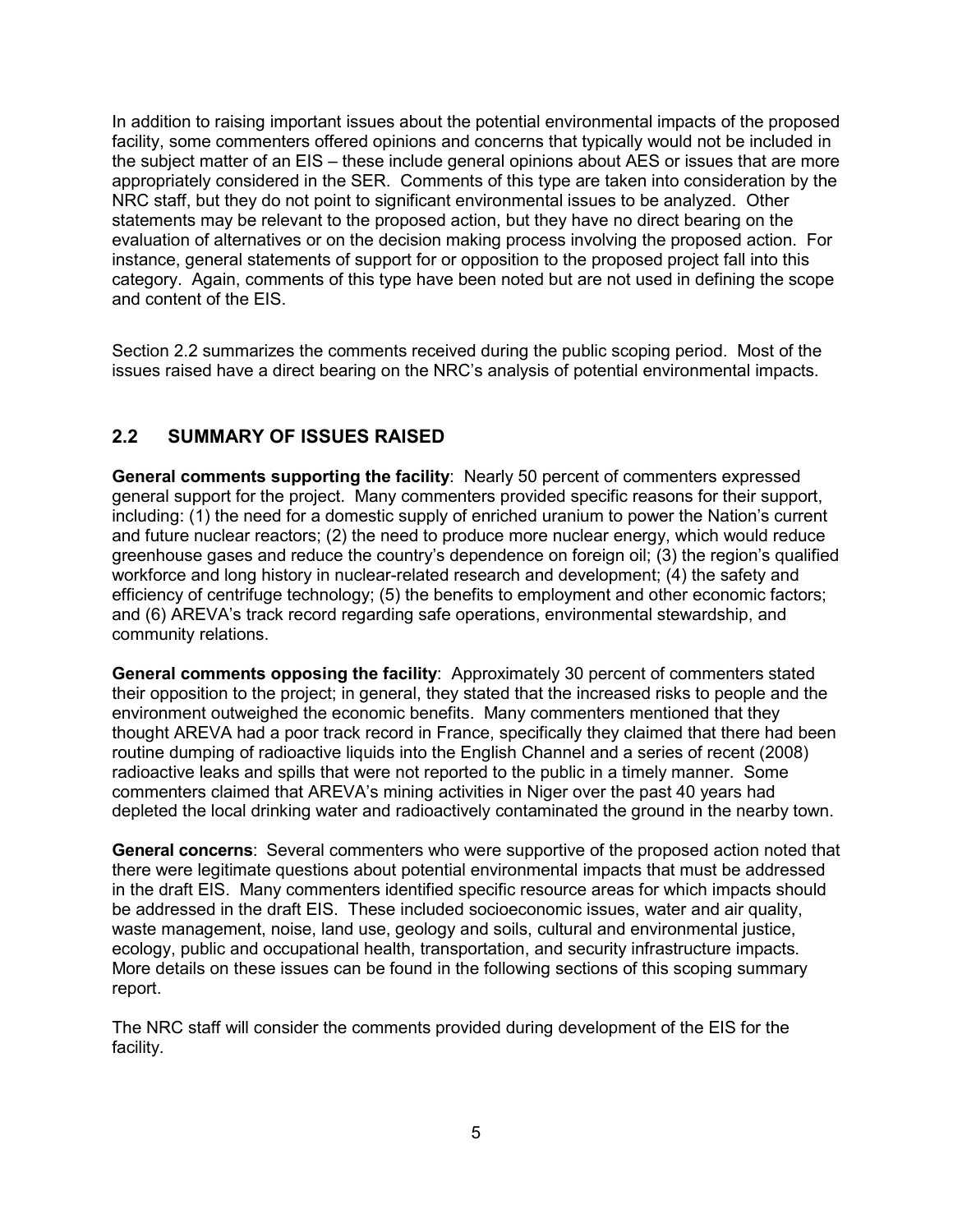In addition to raising important issues about the potential environmental impacts of the proposed facility, some commenters offered opinions and concerns that typically would not be included in the subject matter of an EIS – these include general opinions about AES or issues that are more appropriately considered in the SER. Comments of this type are taken into consideration by the NRC staff, but they do not point to significant environmental issues to be analyzed. Other statements may be relevant to the proposed action, but they have no direct bearing on the evaluation of alternatives or on the decision making process involving the proposed action. For instance, general statements of support for or opposition to the proposed project fall into this category. Again, comments of this type have been noted but are not used in defining the scope and content of the EIS.

Section 2.2 summarizes the comments received during the public scoping period. Most of the issues raised have a direct bearing on the NRC's analysis of potential environmental impacts.

## 2.2 SUMMARY OF ISSUES RAISED

**General comments supporting the facility**: Nearly 50 percent of commenters expressed general support for the project. Many commenters provided specific reasons for their support, including: (1) the need for a domestic supply of enriched uranium to power the Nation's current and future nuclear reactors; (2) the need to produce more nuclear energy, which would reduce greenhouse gases and reduce the country's dependence on foreign oil; (3) the region's qualified workforce and long history in nuclear-related research and development; (4) the safety and efficiency of centrifuge technology; (5) the benefits to employment and other economic factors; and (6) AREVA's track record regarding safe operations, environmental stewardship, and community relations.

**General comments opposing the facility**: Approximately 30 percent of commenters stated their opposition to the project; in general, they stated that the increased risks to people and the environment outweighed the economic benefits. Many commenters mentioned that they thought AREVA had a poor track record in France, specifically they claimed that there had been routine dumping of radioactive liquids into the English Channel and a series of recent (2008) radioactive leaks and spills that were not reported to the public in a timely manner. Some commenters claimed that AREVA's mining activities in Niger over the past 40 years had depleted the local drinking water and radioactively contaminated the ground in the nearby town.

**General concerns**: Several commenters who were supportive of the proposed action noted that there were legitimate questions about potential environmental impacts that must be addressed in the draft EIS. Many commenters identified specific resource areas for which impacts should be addressed in the draft EIS. These included socioeconomic issues, water and air quality, waste management, noise, land use, geology and soils, cultural and environmental justice, ecology, public and occupational health, transportation, and security infrastructure impacts. More details on these issues can be found in the following sections of this scoping summary report.

The NRC staff will consider the comments provided during development of the EIS for the facility.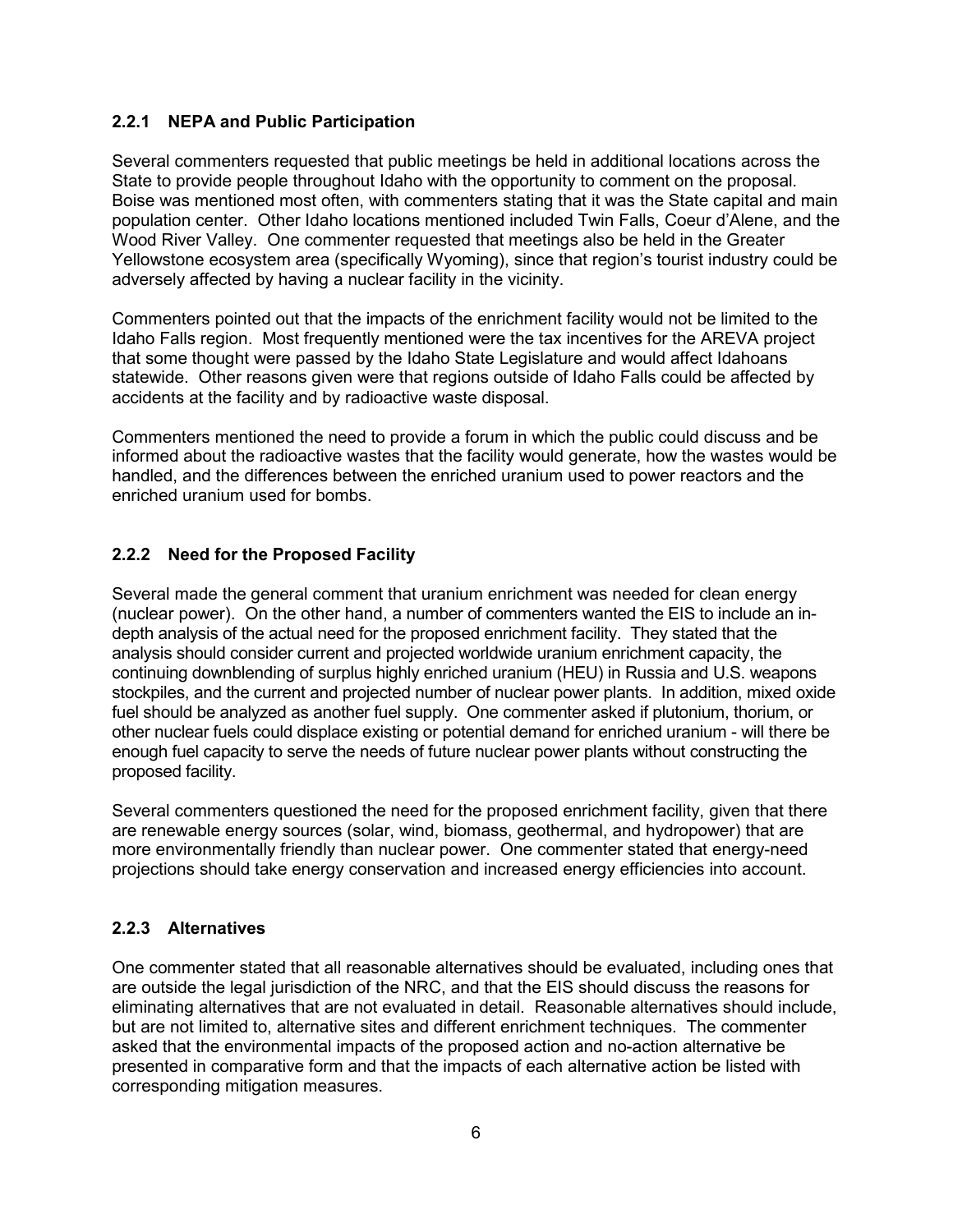### 2.2.1 NEPA and Public Participation

Several commenters requested that public meetings be held in additional locations across the State to provide people throughout Idaho with the opportunity to comment on the proposal. Boise was mentioned most often, with commenters stating that it was the State capital and main population center. Other Idaho locations mentioned included Twin Falls, Coeur d'Alene, and the Wood River Valley. One commenter requested that meetings also be held in the Greater Yellowstone ecosystem area (specifically Wyoming), since that region's tourist industry could be adversely affected by having a nuclear facility in the vicinity.

Commenters pointed out that the impacts of the enrichment facility would not be limited to the Idaho Falls region. Most frequently mentioned were the tax incentives for the AREVA project that some thought were passed by the Idaho State Legislature and would affect Idahoans statewide. Other reasons given were that regions outside of Idaho Falls could be affected by accidents at the facility and by radioactive waste disposal.

Commenters mentioned the need to provide a forum in which the public could discuss and be informed about the radioactive wastes that the facility would generate, how the wastes would be handled, and the differences between the enriched uranium used to power reactors and the enriched uranium used for bombs.

### 2.2.2 Need for the Proposed Facility

Several made the general comment that uranium enrichment was needed for clean energy (nuclear power). On the other hand, a number of commenters wanted the EIS to include an in-depth analysis of the actual need for the proposed enrichment facility. They stated that the analysis should consider current and projected worldwide uranium enrichment capacity, the continuing downblending of surplus highly enriched uranium (HEU) in Russia and U.S. weapons stockpiles, and the current and projected number of nuclear power plants. In addition, mixed oxide fuel should be analyzed as another fuel supply. One commenter asked if plutonium, thorium, or other nuclear fuels could displace existing or potential demand for enriched uranium - will there be enough fuel capacity to serve the needs of future nuclear power plants without constructing the proposed facility.

Several commenters questioned the need for the proposed enrichment facility, given that there are renewable energy sources (solar, wind, biomass, geothermal, and hydropower) that are more environmentally friendly than nuclear power. One commenter stated that energy-need projections should take energy conservation and increased energy efficiencies into account.

### 2.2.3 Alternatives

One commenter stated that all reasonable alternatives should be evaluated, including ones that are outside the legal jurisdiction of the NRC, and that the EIS should discuss the reasons for eliminating alternatives that are not evaluated in detail. Reasonable alternatives should include, but are not limited to, alternative sites and different enrichment techniques. The commenter asked that the environmental impacts of the proposed action and no-action alternative be presented in comparative form and that the impacts of each alternative action be listed with corresponding mitigation measures.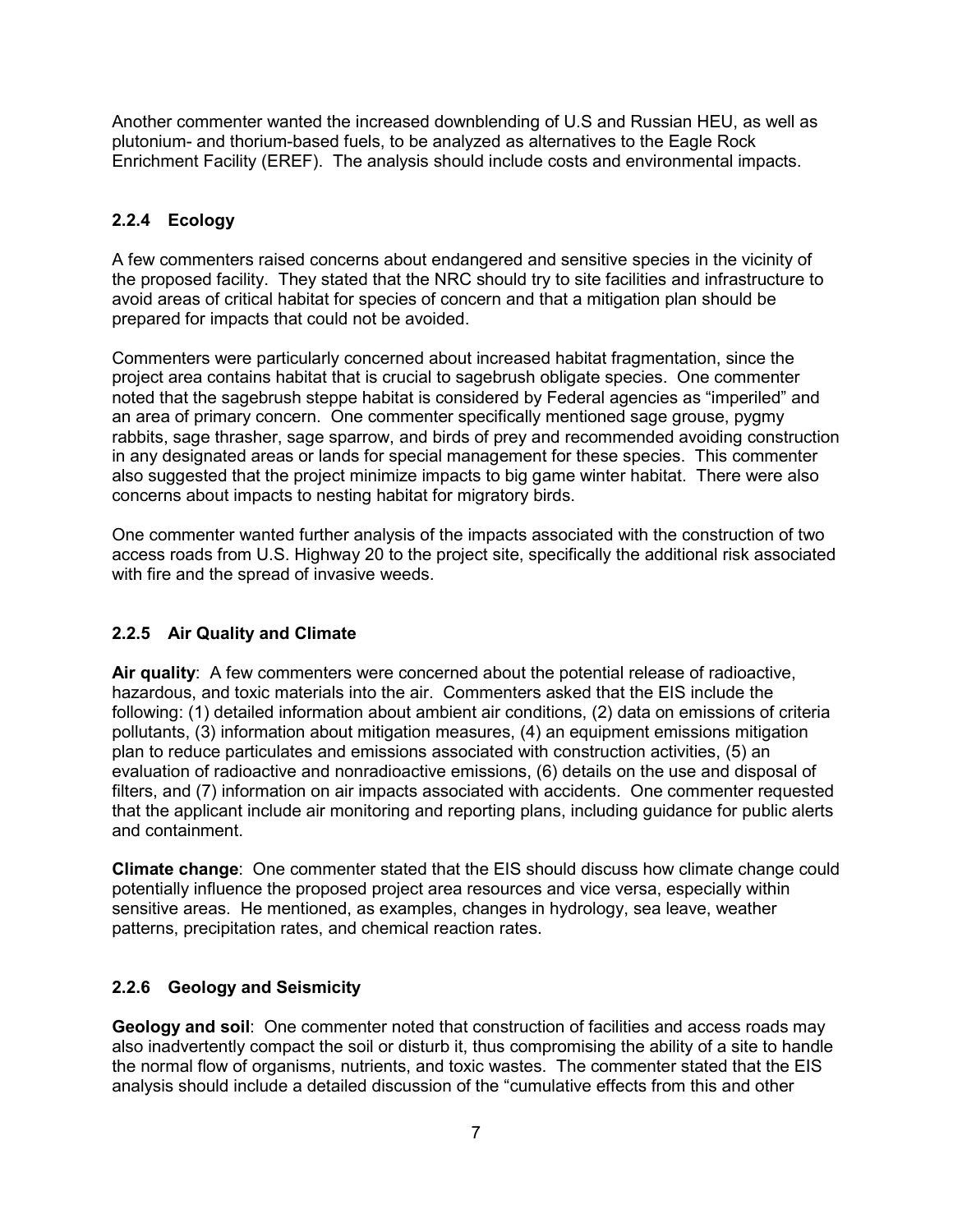Another commenter wanted the increased downblending of U.S and Russian HEU, as well as plutonium- and thorium-based fuels, to be analyzed as alternatives to the Eagle Rock Enrichment Facility (EREF). The analysis should include costs and environmental impacts.

### 2.2.4 Ecology

A few commenters raised concerns about endangered and sensitive species in the vicinity of the proposed facility. They stated that the NRC should try to site facilities and infrastructure to avoid areas of critical habitat for species of concern and that a mitigation plan should be prepared for impacts that could not be avoided.

Commenters were particularly concerned about increased habitat fragmentation, since the project area contains habitat that is crucial to sagebrush obligate species. One commenter noted that the sagebrush steppe habitat is considered by Federal agencies as "imperiled" and an area of primary concern. One commenter specifically mentioned sage grouse, pygmy rabbits, sage thrasher, sage sparrow, and birds of prey and recommended avoiding construction in any designated areas or lands for special management for these species. This commenter also suggested that the project minimize impacts to big game winter habitat. There were also concerns about impacts to nesting habitat for migratory birds.

One commenter wanted further analysis of the impacts associated with the construction of two access roads from U.S. Highway 20 to the project site, specifically the additional risk associated with fire and the spread of invasive weeds.

### 2.2.5 Air Quality and Climate

**Air quality**: A few commenters were concerned about the potential release of radioactive, hazardous, and toxic materials into the air. Commenters asked that the EIS include the following: (1) detailed information about ambient air conditions, (2) data on emissions of criteria pollutants, (3) information about mitigation measures, (4) an equipment emissions mitigation plan to reduce particulates and emissions associated with construction activities, (5) an evaluation of radioactive and nonradioactive emissions, (6) details on the use and disposal of filters, and (7) information on air impacts associated with accidents. One commenter requested that the applicant include air monitoring and reporting plans, including guidance for public alerts and containment.

**Climate change**: One commenter stated that the EIS should discuss how climate change could potentially influence the proposed project area resources and vice versa, especially within sensitive areas. He mentioned, as examples, changes in hydrology, sea leave, weather patterns, precipitation rates, and chemical reaction rates.

### 2.2.6 Geology and Seismicity

**Geology and soil**: One commenter noted that construction of facilities and access roads may also inadvertently compact the soil or disturb it, thus compromising the ability of a site to handle the normal flow of organisms, nutrients, and toxic wastes. The commenter stated that the EIS analysis should include a detailed discussion of the "cumulative effects from this and other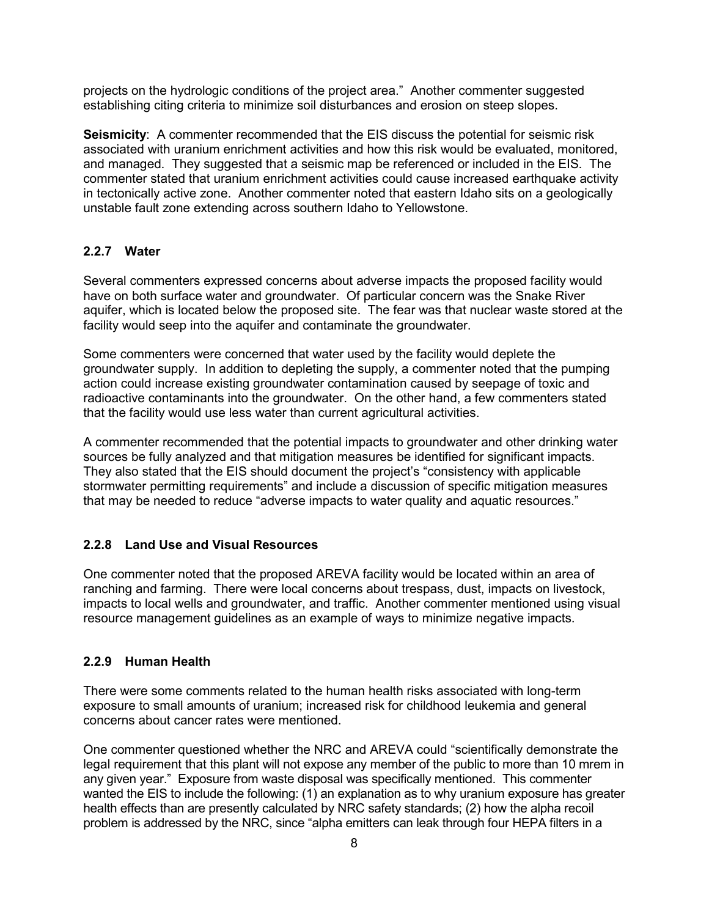projects on the hydrologic conditions of the project area." Another commenter suggested establishing citing criteria to minimize soil disturbances and erosion on steep slopes.

**Seismicity**: A commenter recommended that the EIS discuss the potential for seismic risk associated with uranium enrichment activities and how this risk would be evaluated, monitored, and managed. They suggested that a seismic map be referenced or included in the EIS. The commenter stated that uranium enrichment activities could cause increased earthquake activity in tectonically active zone. Another commenter noted that eastern Idaho sits on a geologically unstable fault zone extending across southern Idaho to Yellowstone.

### 2.2.7 Water

Several commenters expressed concerns about adverse impacts the proposed facility would have on both surface water and groundwater. Of particular concern was the Snake River aquifer, which is located below the proposed site. The fear was that nuclear waste stored at the facility would seep into the aquifer and contaminate the groundwater.

Some commenters were concerned that water used by the facility would deplete the groundwater supply. In addition to depleting the supply, a commenter noted that the pumping action could increase existing groundwater contamination caused by seepage of toxic and radioactive contaminants into the groundwater. On the other hand, a few commenters stated that the facility would use less water than current agricultural activities.

A commenter recommended that the potential impacts to groundwater and other drinking water sources be fully analyzed and that mitigation measures be identified for significant impacts. They also stated that the EIS should document the project's "consistency with applicable stormwater permitting requirements" and include a discussion of specific mitigation measures that may be needed to reduce "adverse impacts to water quality and aquatic resources."

### 2.2.8 Land Use and Visual Resources

One commenter noted that the proposed AREVA facility would be located within an area of ranching and farming. There were local concerns about trespass, dust, impacts on livestock, impacts to local wells and groundwater, and traffic. Another commenter mentioned using visual resource management guidelines as an example of ways to minimize negative impacts.

### 2.2.9 Human Health

There were some comments related to the human health risks associated with long-term exposure to small amounts of uranium; increased risk for childhood leukemia and general concerns about cancer rates were mentioned.

One commenter questioned whether the NRC and AREVA could "scientifically demonstrate the legal requirement that this plant will not expose any member of the public to more than 10 mrem in any given year." Exposure from waste disposal was specifically mentioned. This commenter wanted the EIS to include the following: (1) an explanation as to why uranium exposure has greater health effects than are presently calculated by NRC safety standards; (2) how the alpha recoil problem is addressed by the NRC, since "alpha emitters can leak through four HEPA filters in a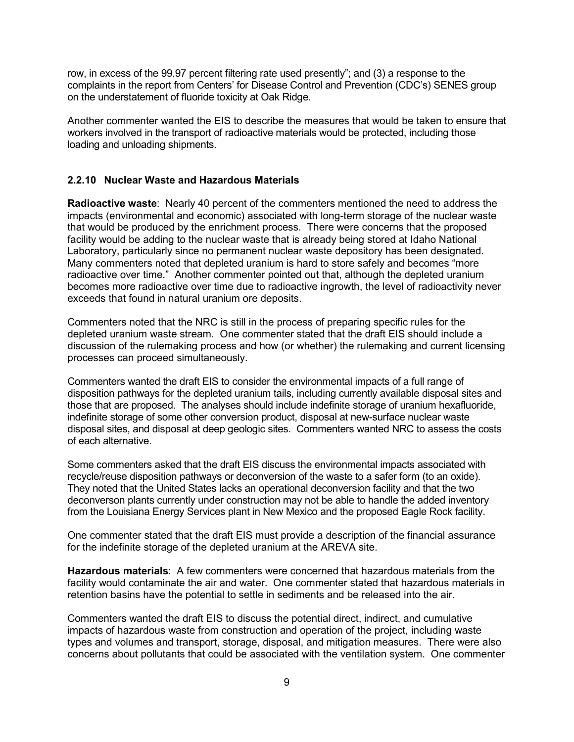row, in excess of the 99.97 percent filtering rate used presently"; and (3) a response to the complaints in the report from Centers' for Disease Control and Prevention (CDC's) SENES group on the understatement of fluoride toxicity at Oak Ridge.

Another commenter wanted the EIS to describe the measures that would be taken to ensure that workers involved in the transport of radioactive materials would be protected, including those loading and unloading shipments.

### 2.2.10 Nuclear Waste and Hazardous Materials

**Radioactive waste**: Nearly 40 percent of the commenters mentioned the need to address the impacts (environmental and economic) associated with long-term storage of the nuclear waste that would be produced by the enrichment process. There were concerns that the proposed facility would be adding to the nuclear waste that is already being stored at Idaho National Laboratory, particularly since no permanent nuclear waste depository has been designated. Many commenters noted that depleted uranium is hard to store safely and becomes "more radioactive over time." Another commenter pointed out that, although the depleted uranium becomes more radioactive over time due to radioactive ingrowth, the level of radioactivity never exceeds that found in natural uranium ore deposits.

Commenters noted that the NRC is still in the process of preparing specific rules for the depleted uranium waste stream. One commenter stated that the draft EIS should include a discussion of the rulemaking process and how (or whether) the rulemaking and current licensing processes can proceed simultaneously.

Commenters wanted the draft EIS to consider the environmental impacts of a full range of disposition pathways for the depleted uranium tails, including currently available disposal sites and those that are proposed. The analyses should include indefinite storage of uranium hexafluoride, indefinite storage of some other conversion product, disposal at new-surface nuclear waste disposal sites, and disposal at deep geologic sites. Commenters wanted NRC to assess the costs of each alternative.

Some commenters asked that the draft EIS discuss the environmental impacts associated with recycle/reuse disposition pathways or deconversion of the waste to a safer form (to an oxide). They noted that the United States lacks an operational deconversion facility and that the two deconverson plants currently under construction may not be able to handle the added inventory from the Louisiana Energy Services plant in New Mexico and the proposed Eagle Rock facility.

One commenter stated that the draft EIS must provide a description of the financial assurance for the indefinite storage of the depleted uranium at the AREVA site.

**Hazardous materials**: A few commenters were concerned that hazardous materials from the facility would contaminate the air and water. One commenter stated that hazardous materials in retention basins have the potential to settle in sediments and be released into the air.

Commenters wanted the draft EIS to discuss the potential direct, indirect, and cumulative impacts of hazardous waste from construction and operation of the project, including waste types and volumes and transport, storage, disposal, and mitigation measures. There were also concerns about pollutants that could be associated with the ventilation system. One commenter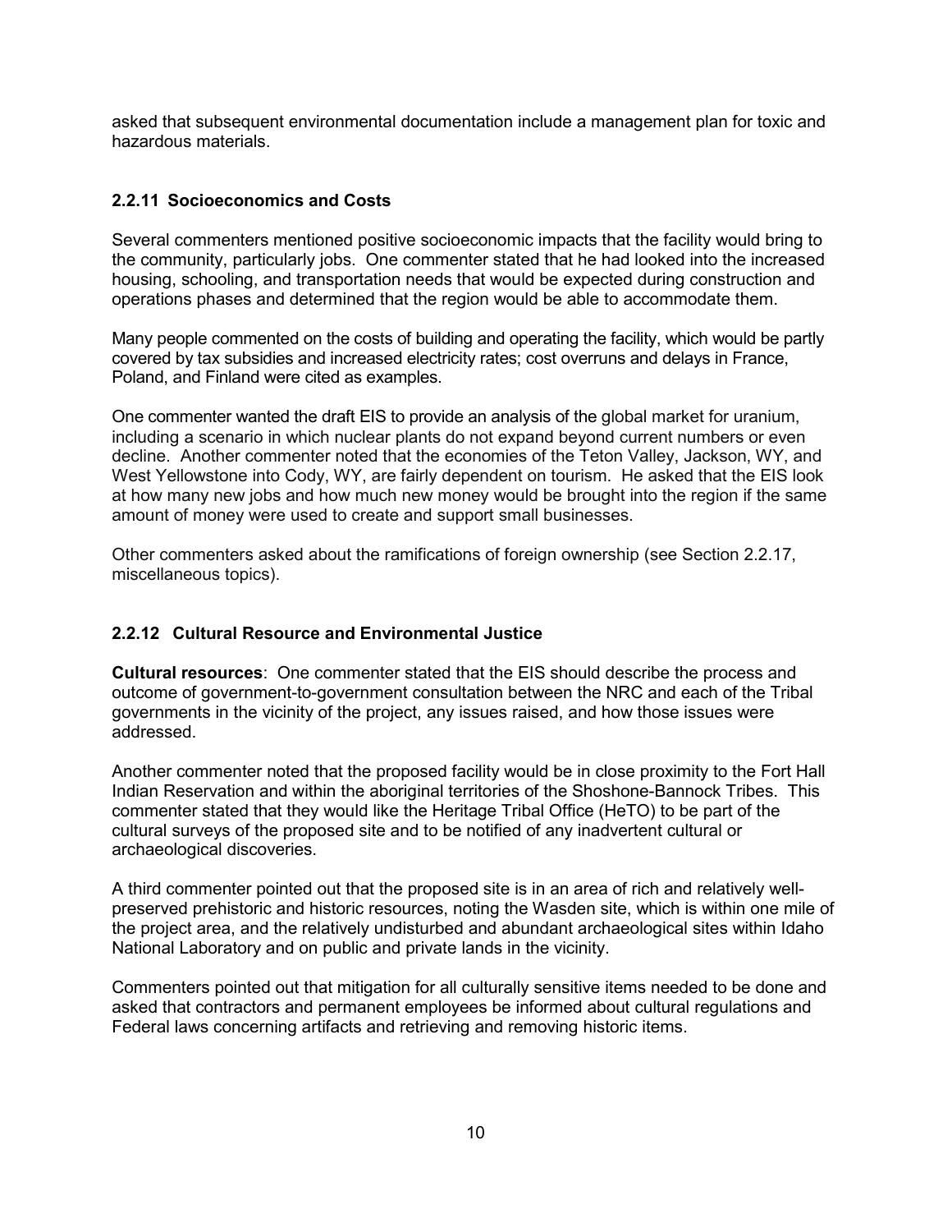asked that subsequent environmental documentation include a management plan for toxic and hazardous materials.

### 2.2.11 Socioeconomics and Costs

Several commenters mentioned positive socioeconomic impacts that the facility would bring to the community, particularly jobs. One commenter stated that he had looked into the increased housing, schooling, and transportation needs that would be expected during construction and operations phases and determined that the region would be able to accommodate them.

Many people commented on the costs of building and operating the facility, which would be partly covered by tax subsidies and increased electricity rates; cost overruns and delays in France, Poland, and Finland were cited as examples.

One commenter wanted the draft EIS to provide an analysis of the global market for uranium, including a scenario in which nuclear plants do not expand beyond current numbers or even decline. Another commenter noted that the economies of the Teton Valley, Jackson, WY, and West Yellowstone into Cody, WY, are fairly dependent on tourism. He asked that the EIS look at how many new jobs and how much new money would be brought into the region if the same amount of money were used to create and support small businesses.

Other commenters asked about the ramifications of foreign ownership (see Section 2.2.17, miscellaneous topics).

### 2.2.12 Cultural Resource and Environmental Justice

**Cultural resources**: One commenter stated that the EIS should describe the process and outcome of government-to-government consultation between the NRC and each of the Tribal governments in the vicinity of the project, any issues raised, and how those issues were addressed.

Another commenter noted that the proposed facility would be in close proximity to the Fort Hall Indian Reservation and within the aboriginal territories of the Shoshone-Bannock Tribes. This commenter stated that they would like the Heritage Tribal Office (HeTO) to be part of the cultural surveys of the proposed site and to be notified of any inadvertent cultural or archaeological discoveries.

A third commenter pointed out that the proposed site is in an area of rich and relatively well-preserved prehistoric and historic resources, noting the Wasden site, which is within one mile of the project area, and the relatively undisturbed and abundant archaeological sites within Idaho National Laboratory and on public and private lands in the vicinity.

Commenters pointed out that mitigation for all culturally sensitive items needed to be done and asked that contractors and permanent employees be informed about cultural regulations and Federal laws concerning artifacts and retrieving and removing historic items.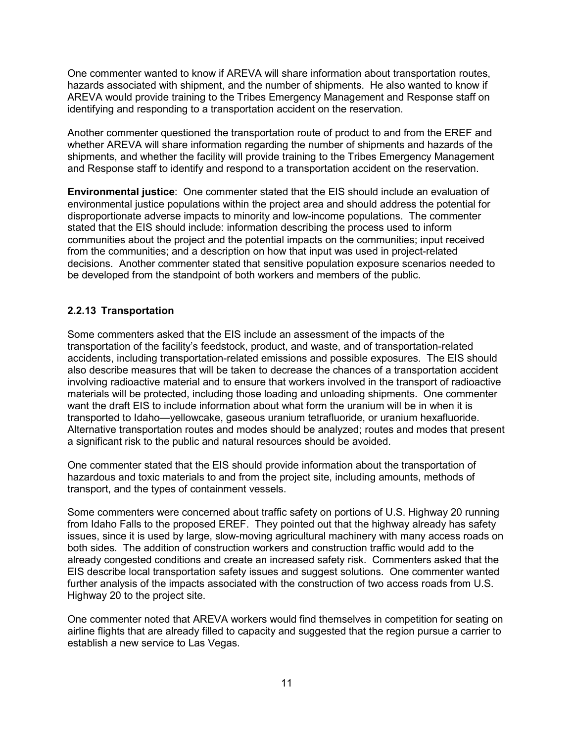One commenter wanted to know if AREVA will share information about transportation routes, hazards associated with shipment, and the number of shipments. He also wanted to know if AREVA would provide training to the Tribes Emergency Management and Response staff on identifying and responding to a transportation accident on the reservation.

Another commenter questioned the transportation route of product to and from the EREF and whether AREVA will share information regarding the number of shipments and hazards of the shipments, and whether the facility will provide training to the Tribes Emergency Management and Response staff to identify and respond to a transportation accident on the reservation.

**Environmental justice**: One commenter stated that the EIS should include an evaluation of environmental justice populations within the project area and should address the potential for disproportionate adverse impacts to minority and low-income populations. The commenter stated that the EIS should include: information describing the process used to inform communities about the project and the potential impacts on the communities; input received from the communities; and a description on how that input was used in project-related decisions. Another commenter stated that sensitive population exposure scenarios needed to be developed from the standpoint of both workers and members of the public.

### 2.2.13 Transportation

Some commenters asked that the EIS include an assessment of the impacts of the transportation of the facility's feedstock, product, and waste, and of transportation-related accidents, including transportation-related emissions and possible exposures. The EIS should also describe measures that will be taken to decrease the chances of a transportation accident involving radioactive material and to ensure that workers involved in the transport of radioactive materials will be protected, including those loading and unloading shipments. One commenter want the draft EIS to include information about what form the uranium will be in when it is transported to Idaho—yellowcake, gaseous uranium tetrafluoride, or uranium hexafluoride. Alternative transportation routes and modes should be analyzed; routes and modes that present a significant risk to the public and natural resources should be avoided.

One commenter stated that the EIS should provide information about the transportation of hazardous and toxic materials to and from the project site, including amounts, methods of transport, and the types of containment vessels.

Some commenters were concerned about traffic safety on portions of U.S. Highway 20 running from Idaho Falls to the proposed EREF. They pointed out that the highway already has safety issues, since it is used by large, slow-moving agricultural machinery with many access roads on both sides. The addition of construction workers and construction traffic would add to the already congested conditions and create an increased safety risk. Commenters asked that the EIS describe local transportation safety issues and suggest solutions. One commenter wanted further analysis of the impacts associated with the construction of two access roads from U.S. Highway 20 to the project site.

One commenter noted that AREVA workers would find themselves in competition for seating on airline flights that are already filled to capacity and suggested that the region pursue a carrier to establish a new service to Las Vegas.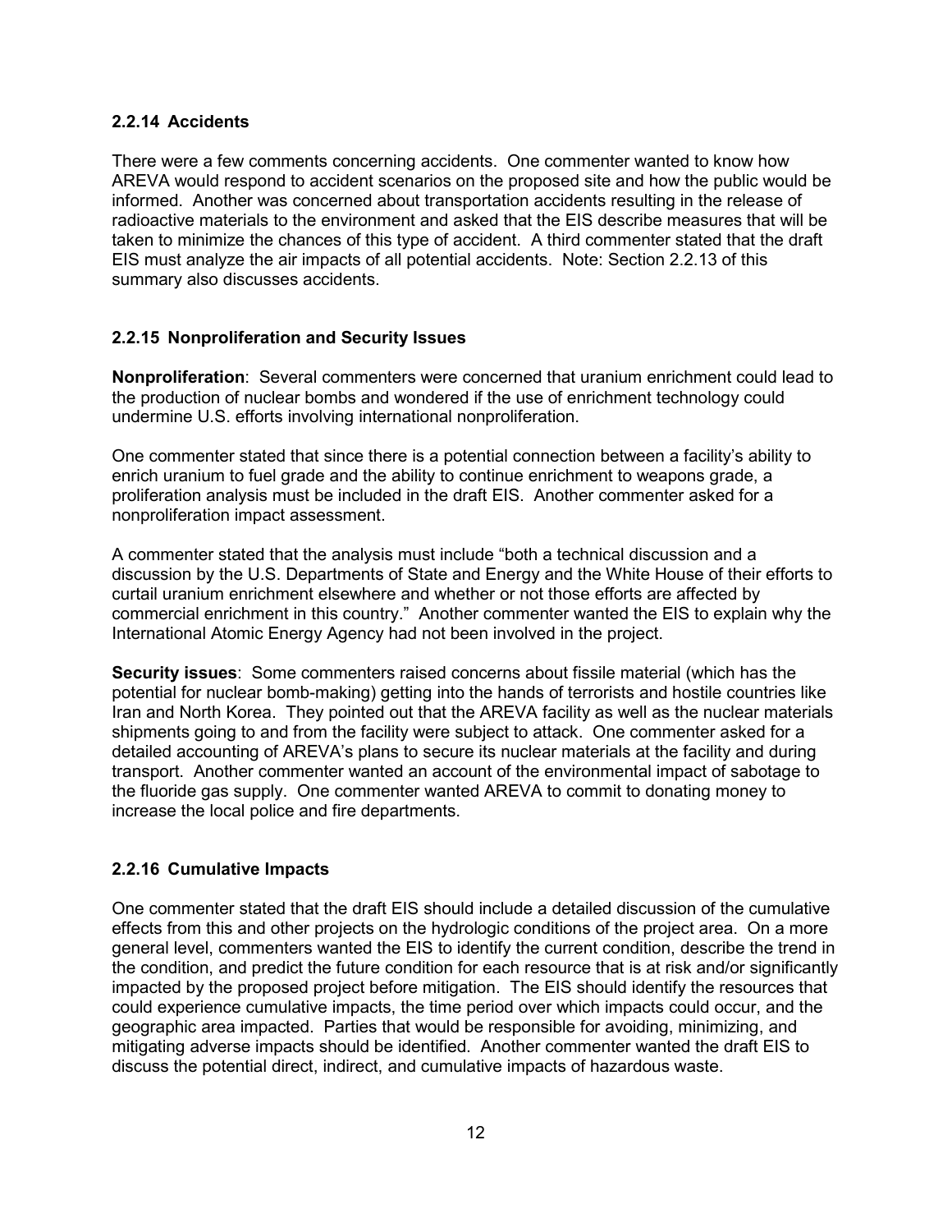### 2.2.14 Accidents

There were a few comments concerning accidents. One commenter wanted to know how AREVA would respond to accident scenarios on the proposed site and how the public would be informed. Another was concerned about transportation accidents resulting in the release of radioactive materials to the environment and asked that the EIS describe measures that will be taken to minimize the chances of this type of accident. A third commenter stated that the draft EIS must analyze the air impacts of all potential accidents. Note: Section 2.2.13 of this summary also discusses accidents.

### 2.2.15 Nonproliferation and Security Issues

**Nonproliferation**: Several commenters were concerned that uranium enrichment could lead to the production of nuclear bombs and wondered if the use of enrichment technology could undermine U.S. efforts involving international nonproliferation.

One commenter stated that since there is a potential connection between a facility's ability to enrich uranium to fuel grade and the ability to continue enrichment to weapons grade, a proliferation analysis must be included in the draft EIS. Another commenter asked for a nonproliferation impact assessment.

A commenter stated that the analysis must include "both a technical discussion and a discussion by the U.S. Departments of State and Energy and the White House of their efforts to curtail uranium enrichment elsewhere and whether or not those efforts are affected by commercial enrichment in this country." Another commenter wanted the EIS to explain why the International Atomic Energy Agency had not been involved in the project.

**Security issues**: Some commenters raised concerns about fissile material (which has the potential for nuclear bomb-making) getting into the hands of terrorists and hostile countries like Iran and North Korea. They pointed out that the AREVA facility as well as the nuclear materials shipments going to and from the facility were subject to attack. One commenter asked for a detailed accounting of AREVA's plans to secure its nuclear materials at the facility and during transport. Another commenter wanted an account of the environmental impact of sabotage to the fluoride gas supply. One commenter wanted AREVA to commit to donating money to increase the local police and fire departments.

### 2.2.16 Cumulative Impacts

One commenter stated that the draft EIS should include a detailed discussion of the cumulative effects from this and other projects on the hydrologic conditions of the project area. On a more general level, commenters wanted the EIS to identify the current condition, describe the trend in the condition, and predict the future condition for each resource that is at risk and/or significantly impacted by the proposed project before mitigation. The EIS should identify the resources that could experience cumulative impacts, the time period over which impacts could occur, and the geographic area impacted. Parties that would be responsible for avoiding, minimizing, and mitigating adverse impacts should be identified. Another commenter wanted the draft EIS to discuss the potential direct, indirect, and cumulative impacts of hazardous waste.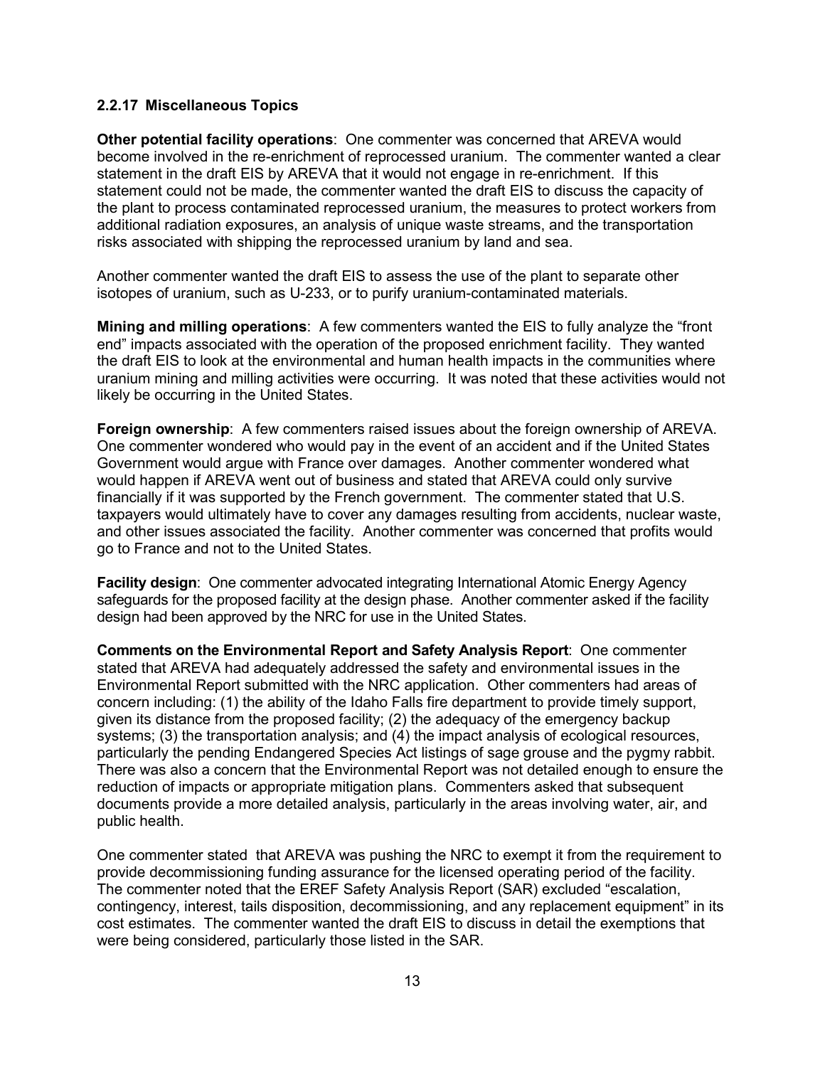### 2.2.17 Miscellaneous Topics

**Other potential facility operations**: One commenter was concerned that AREVA would become involved in the re-enrichment of reprocessed uranium. The commenter wanted a clear statement in the draft EIS by AREVA that it would not engage in re-enrichment. If this statement could not be made, the commenter wanted the draft EIS to discuss the capacity of the plant to process contaminated reprocessed uranium, the measures to protect workers from additional radiation exposures, an analysis of unique waste streams, and the transportation risks associated with shipping the reprocessed uranium by land and sea.

Another commenter wanted the draft EIS to assess the use of the plant to separate other isotopes of uranium, such as U-233, or to purify uranium-contaminated materials.

**Mining and milling operations**: A few commenters wanted the EIS to fully analyze the "front end" impacts associated with the operation of the proposed enrichment facility. They wanted the draft EIS to look at the environmental and human health impacts in the communities where uranium mining and milling activities were occurring. It was noted that these activities would not likely be occurring in the United States.

**Foreign ownership**: A few commenters raised issues about the foreign ownership of AREVA. One commenter wondered who would pay in the event of an accident and if the United States Government would argue with France over damages. Another commenter wondered what would happen if AREVA went out of business and stated that AREVA could only survive financially if it was supported by the French government. The commenter stated that U.S. taxpayers would ultimately have to cover any damages resulting from accidents, nuclear waste, and other issues associated the facility. Another commenter was concerned that profits would go to France and not to the United States.

**Facility design**: One commenter advocated integrating International Atomic Energy Agency safeguards for the proposed facility at the design phase. Another commenter asked if the facility design had been approved by the NRC for use in the United States.

**Comments on the Environmental Report and Safety Analysis Report**: One commenter stated that AREVA had adequately addressed the safety and environmental issues in the Environmental Report submitted with the NRC application. Other commenters had areas of concern including: (1) the ability of the Idaho Falls fire department to provide timely support, given its distance from the proposed facility; (2) the adequacy of the emergency backup systems; (3) the transportation analysis; and (4) the impact analysis of ecological resources, particularly the pending Endangered Species Act listings of sage grouse and the pygmy rabbit. There was also a concern that the Environmental Report was not detailed enough to ensure the reduction of impacts or appropriate mitigation plans. Commenters asked that subsequent documents provide a more detailed analysis, particularly in the areas involving water, air, and public health.

One commenter stated that AREVA was pushing the NRC to exempt it from the requirement to provide decommissioning funding assurance for the licensed operating period of the facility. The commenter noted that the EREF Safety Analysis Report (SAR) excluded "escalation, contingency, interest, tails disposition, decommissioning, and any replacement equipment" in its cost estimates. The commenter wanted the draft EIS to discuss in detail the exemptions that were being considered, particularly those listed in the SAR.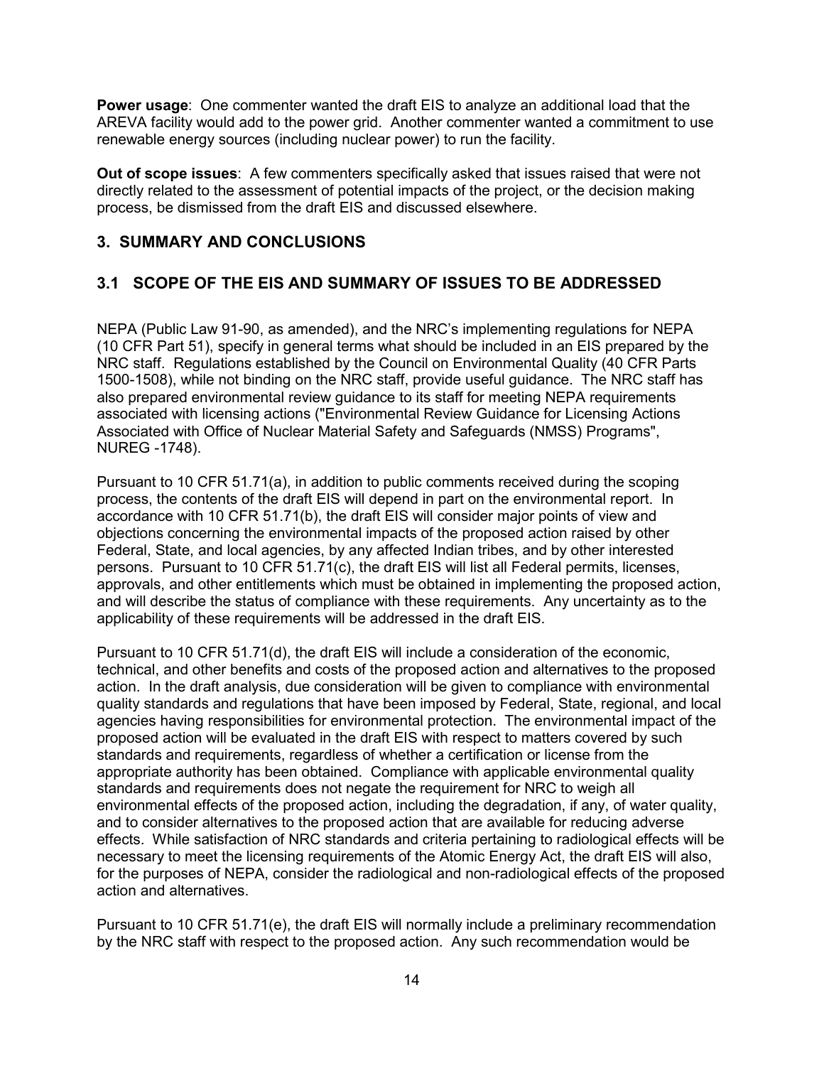**Power usage**: One commenter wanted the draft EIS to analyze an additional load that the AREVA facility would add to the power grid. Another commenter wanted a commitment to use renewable energy sources (including nuclear power) to run the facility.

**Out of scope issues**: A few commenters specifically asked that issues raised that were not directly related to the assessment of potential impacts of the project, or the decision making process, be dismissed from the draft EIS and discussed elsewhere.

## 3. SUMMARY AND CONCLUSIONS

### 3.1 SCOPE OF THE EIS AND SUMMARY OF ISSUES TO BE ADDRESSED

NEPA (Public Law 91-90, as amended), and the NRC's implementing regulations for NEPA (10 CFR Part 51), specify in general terms what should be included in an EIS prepared by the NRC staff. Regulations established by the Council on Environmental Quality (40 CFR Parts 1500-1508), while not binding on the NRC staff, provide useful guidance. The NRC staff has also prepared environmental review guidance to its staff for meeting NEPA requirements associated with licensing actions ("Environmental Review Guidance for Licensing Actions Associated with Office of Nuclear Material Safety and Safeguards (NMSS) Programs", NUREG -1748).

Pursuant to 10 CFR 51.71(a), in addition to public comments received during the scoping process, the contents of the draft EIS will depend in part on the environmental report. In accordance with 10 CFR 51.71(b), the draft EIS will consider major points of view and objections concerning the environmental impacts of the proposed action raised by other Federal, State, and local agencies, by any affected Indian tribes, and by other interested persons. Pursuant to 10 CFR 51.71(c), the draft EIS will list all Federal permits, licenses, approvals, and other entitlements which must be obtained in implementing the proposed action, and will describe the status of compliance with these requirements. Any uncertainty as to the applicability of these requirements will be addressed in the draft EIS.

Pursuant to 10 CFR 51.71(d), the draft EIS will include a consideration of the economic, technical, and other benefits and costs of the proposed action and alternatives to the proposed action. In the draft analysis, due consideration will be given to compliance with environmental quality standards and regulations that have been imposed by Federal, State, regional, and local agencies having responsibilities for environmental protection. The environmental impact of the proposed action will be evaluated in the draft EIS with respect to matters covered by such standards and requirements, regardless of whether a certification or license from the appropriate authority has been obtained. Compliance with applicable environmental quality standards and requirements does not negate the requirement for NRC to weigh all environmental effects of the proposed action, including the degradation, if any, of water quality, and to consider alternatives to the proposed action that are available for reducing adverse effects. While satisfaction of NRC standards and criteria pertaining to radiological effects will be necessary to meet the licensing requirements of the Atomic Energy Act, the draft EIS will also, for the purposes of NEPA, consider the radiological and non-radiological effects of the proposed action and alternatives.

Pursuant to 10 CFR 51.71(e), the draft EIS will normally include a preliminary recommendation by the NRC staff with respect to the proposed action. Any such recommendation would be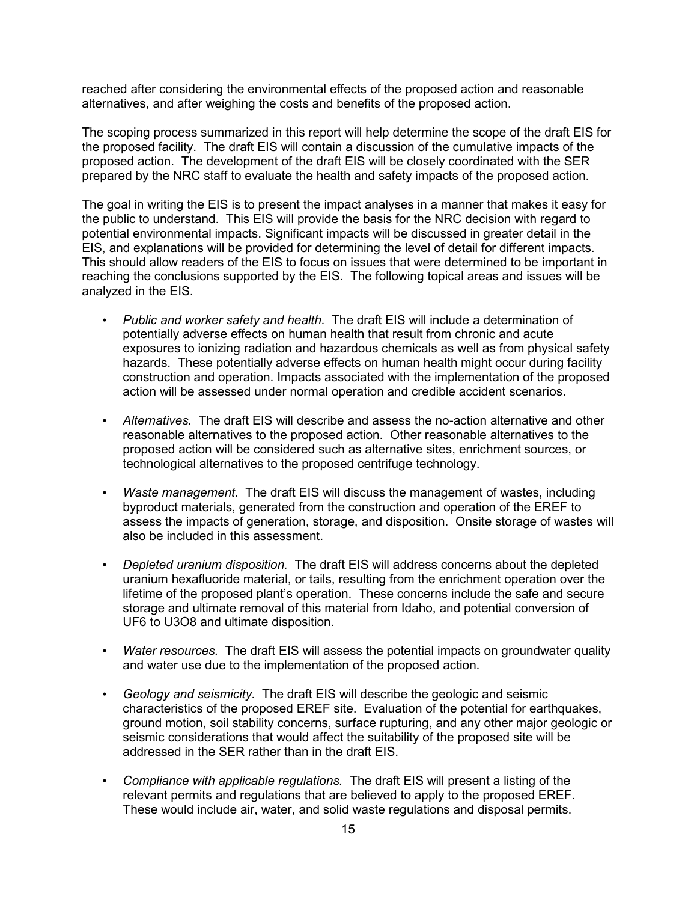reached after considering the environmental effects of the proposed action and reasonable alternatives, and after weighing the costs and benefits of the proposed action.

The scoping process summarized in this report will help determine the scope of the draft EIS for the proposed facility. The draft EIS will contain a discussion of the cumulative impacts of the proposed action. The development of the draft EIS will be closely coordinated with the SER prepared by the NRC staff to evaluate the health and safety impacts of the proposed action.

The goal in writing the EIS is to present the impact analyses in a manner that makes it easy for the public to understand. This EIS will provide the basis for the NRC decision with regard to potential environmental impacts. Significant impacts will be discussed in greater detail in the EIS, and explanations will be provided for determining the level of detail for different impacts. This should allow readers of the EIS to focus on issues that were determined to be important in reaching the conclusions supported by the EIS. The following topical areas and issues will be analyzed in the EIS.

- *Public and worker safety and health*. The draft EIS will include a determination of potentially adverse effects on human health that result from chronic and acute exposures to ionizing radiation and hazardous chemicals as well as from physical safety hazards. These potentially adverse effects on human health might occur during facility construction and operation. Impacts associated with the implementation of the proposed action will be assessed under normal operation and credible accident scenarios.

- *Alternatives.* The draft EIS will describe and assess the no-action alternative and other reasonable alternatives to the proposed action. Other reasonable alternatives to the proposed action will be considered such as alternative sites, enrichment sources, or technological alternatives to the proposed centrifuge technology.

- *Waste management.* The draft EIS will discuss the management of wastes, including byproduct materials, generated from the construction and operation of the EREF to assess the impacts of generation, storage, and disposition. Onsite storage of wastes will also be included in this assessment.

- *Depleted uranium disposition.* The draft EIS will address concerns about the depleted uranium hexafluoride material, or tails, resulting from the enrichment operation over the lifetime of the proposed plant's operation. These concerns include the safe and secure storage and ultimate removal of this material from Idaho, and potential conversion of $UF_6$ to $U_3O_8$ and ultimate disposition.

- *Water resources.* The draft EIS will assess the potential impacts on groundwater quality and water use due to the implementation of the proposed action.

- *Geology and seismicity.* The draft EIS will describe the geologic and seismic characteristics of the proposed EREF site. Evaluation of the potential for earthquakes, ground motion, soil stability concerns, surface rupturing, and any other major geologic or seismic considerations that would affect the suitability of the proposed site will be addressed in the SER rather than in the draft EIS.

- *Compliance with applicable regulations.* The draft EIS will present a listing of the relevant permits and regulations that are believed to apply to the proposed EREF. These would include air, water, and solid waste regulations and disposal permits.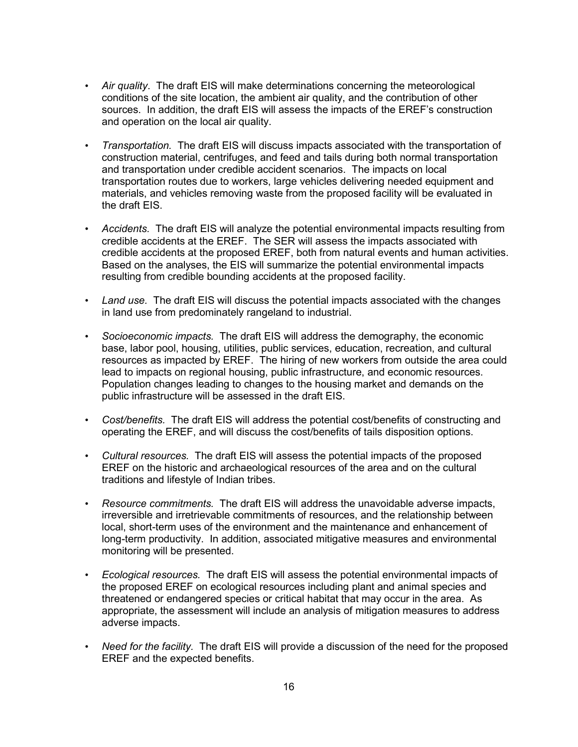- *Air quality*. The draft EIS will make determinations concerning the meteorological conditions of the site location, the ambient air quality, and the contribution of other sources. In addition, the draft EIS will assess the impacts of the EREF's construction and operation on the local air quality.

- *Transportation.* The draft EIS will discuss impacts associated with the transportation of construction material, centrifuges, and feed and tails during both normal transportation and transportation under credible accident scenarios. The impacts on local transportation routes due to workers, large vehicles delivering needed equipment and materials, and vehicles removing waste from the proposed facility will be evaluated in the draft EIS.

- *Accidents.* The draft EIS will analyze the potential environmental impacts resulting from credible accidents at the EREF. The SER will assess the impacts associated with credible accidents at the proposed EREF, both from natural events and human activities. Based on the analyses, the EIS will summarize the potential environmental impacts resulting from credible bounding accidents at the proposed facility.

- *Land use.* The draft EIS will discuss the potential impacts associated with the changes in land use from predominately rangeland to industrial.

- *Socioeconomic impacts.* The draft EIS will address the demography, the economic base, labor pool, housing, utilities, public services, education, recreation, and cultural resources as impacted by EREF. The hiring of new workers from outside the area could lead to impacts on regional housing, public infrastructure, and economic resources. Population changes leading to changes to the housing market and demands on the public infrastructure will be assessed in the draft EIS.

- *Cost/benefits.* The draft EIS will address the potential cost/benefits of constructing and operating the EREF, and will discuss the cost/benefits of tails disposition options.

- *Cultural resources.* The draft EIS will assess the potential impacts of the proposed EREF on the historic and archaeological resources of the area and on the cultural traditions and lifestyle of Indian tribes.

- *Resource commitments.* The draft EIS will address the unavoidable adverse impacts, irreversible and irretrievable commitments of resources, and the relationship between local, short-term uses of the environment and the maintenance and enhancement of long-term productivity. In addition, associated mitigative measures and environmental monitoring will be presented.

- *Ecological resources.* The draft EIS will assess the potential environmental impacts of the proposed EREF on ecological resources including plant and animal species and threatened or endangered species or critical habitat that may occur in the area. As appropriate, the assessment will include an analysis of mitigation measures to address adverse impacts.

- *Need for the facility.* The draft EIS will provide a discussion of the need for the proposed EREF and the expected benefits.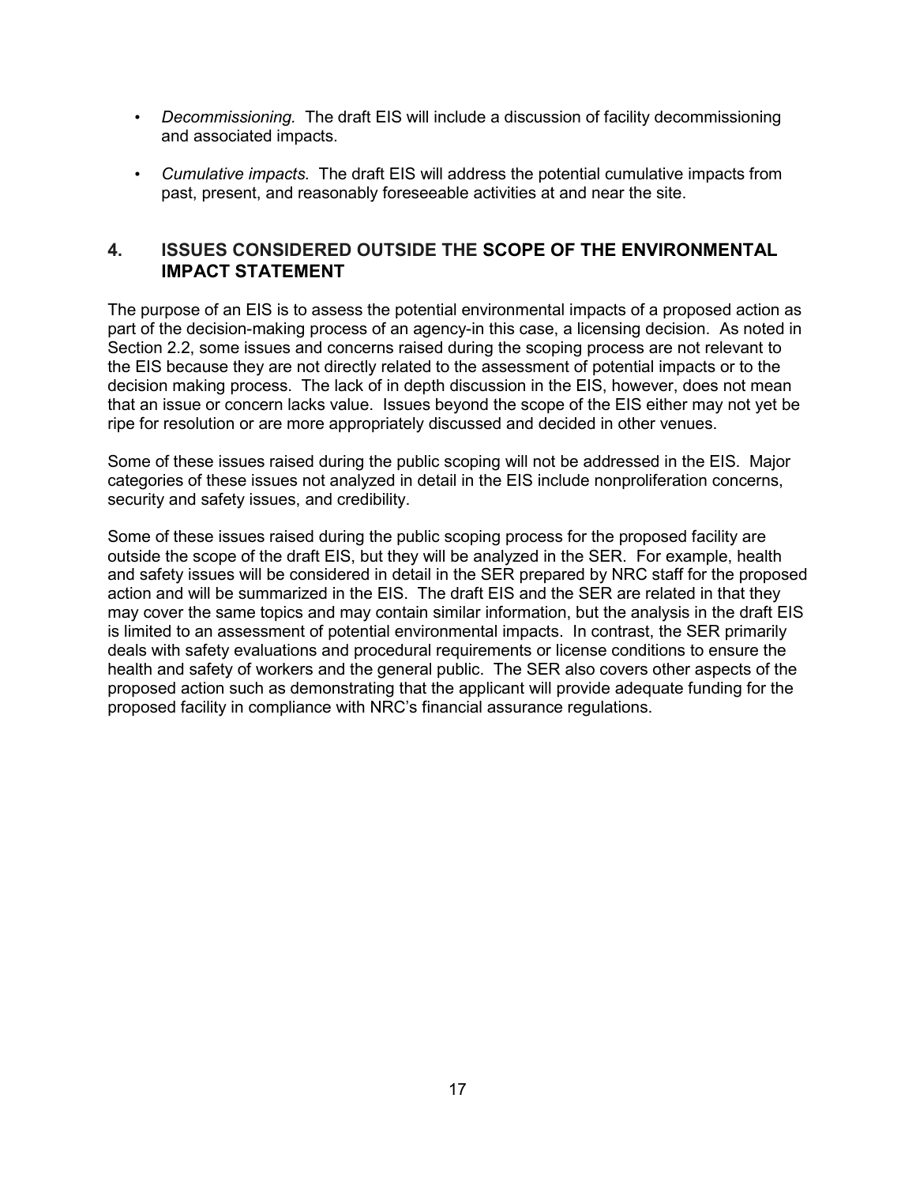- *Decommissioning.* The draft EIS will include a discussion of facility decommissioning and associated impacts.

- *Cumulative impacts.* The draft EIS will address the potential cumulative impacts from past, present, and reasonably foreseeable activities at and near the site.

## 4. ISSUES CONSIDERED OUTSIDE THE SCOPE OF THE ENVIRONMENTAL IMPACT STATEMENT

The purpose of an EIS is to assess the potential environmental impacts of a proposed action as part of the decision-making process of an agency-in this case, a licensing decision. As noted in Section 2.2, some issues and concerns raised during the scoping process are not relevant to the EIS because they are not directly related to the assessment of potential impacts or to the decision making process. The lack of in depth discussion in the EIS, however, does not mean that an issue or concern lacks value. Issues beyond the scope of the EIS either may not yet be ripe for resolution or are more appropriately discussed and decided in other venues.

Some of these issues raised during the public scoping will not be addressed in the EIS. Major categories of these issues not analyzed in detail in the EIS include nonproliferation concerns, security and safety issues, and credibility.

Some of these issues raised during the public scoping process for the proposed facility are outside the scope of the draft EIS, but they will be analyzed in the SER. For example, health and safety issues will be considered in detail in the SER prepared by NRC staff for the proposed action and will be summarized in the EIS. The draft EIS and the SER are related in that they may cover the same topics and may contain similar information, but the analysis in the draft EIS is limited to an assessment of potential environmental impacts. In contrast, the SER primarily deals with safety evaluations and procedural requirements or license conditions to ensure the health and safety of workers and the general public. The SER also covers other aspects of the proposed action such as demonstrating that the applicant will provide adequate funding for the proposed facility in compliance with NRC's financial assurance regulations.